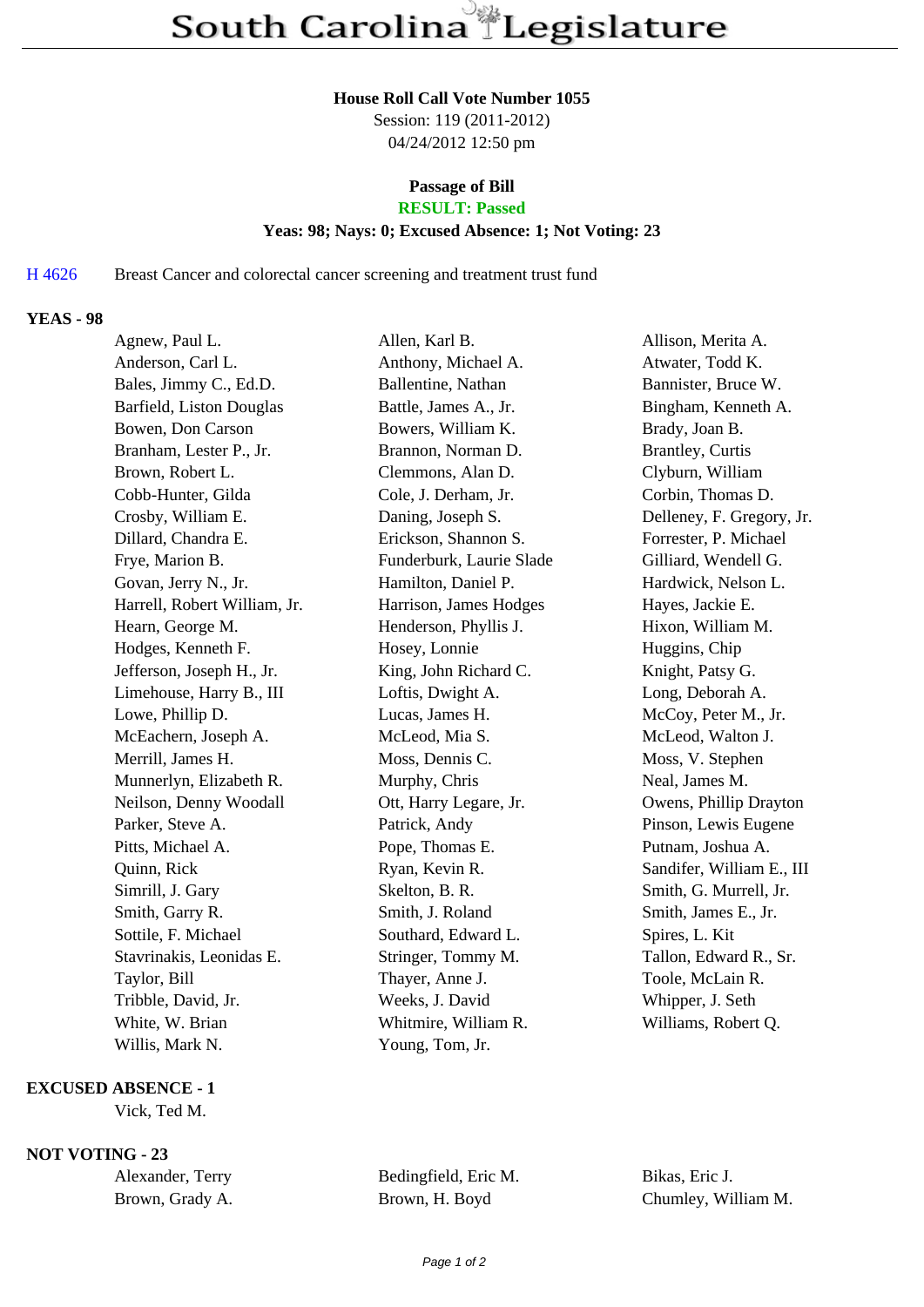# South Carolina Legislature

**House Roll Call Vote Number 1055**
Session: 119 (2011-2012)
04/24/2012 12:50 pm

**Passage of Bill**
**RESULT: Passed**
**Yeas: 98; Nays: 0; Excused Absence: 1; Not Voting: 23**

H 4626 Breast Cancer and colorectal cancer screening and treatment trust fund

**YEAS - 98**

| | | |
|---|---|---|
| Agnew, Paul L. | Allen, Karl B. | Allison, Merita A. |
| Anderson, Carl L. | Anthony, Michael A. | Atwater, Todd K. |
| Bales, Jimmy C., Ed.D. | Ballentine, Nathan | Bannister, Bruce W. |
| Barfield, Liston Douglas | Battle, James A., Jr. | Bingham, Kenneth A. |
| Bowen, Don Carson | Bowers, William K. | Brady, Joan B. |
| Branham, Lester P., Jr. | Brannon, Norman D. | Brantley, Curtis |
| Brown, Robert L. | Clemmons, Alan D. | Clyburn, William |
| Cobb-Hunter, Gilda | Cole, J. Derham, Jr. | Corbin, Thomas D. |
| Crosby, William E. | Daning, Joseph S. | Delleney, F. Gregory, Jr. |
| Dillard, Chandra E. | Erickson, Shannon S. | Forrester, P. Michael |
| Frye, Marion B. | Funderburk, Laurie Slade | Gilliard, Wendell G. |
| Govan, Jerry N., Jr. | Hamilton, Daniel P. | Hardwick, Nelson L. |
| Harrell, Robert William, Jr. | Harrison, James Hodges | Hayes, Jackie E. |
| Hearn, George M. | Henderson, Phyllis J. | Hixon, William M. |
| Hodges, Kenneth F. | Hosey, Lonnie | Huggins, Chip |
| Jefferson, Joseph H., Jr. | King, John Richard C. | Knight, Patsy G. |
| Limehouse, Harry B., III | Loftis, Dwight A. | Long, Deborah A. |
| Lowe, Phillip D. | Lucas, James H. | McCoy, Peter M., Jr. |
| McEachern, Joseph A. | McLeod, Mia S. | McLeod, Walton J. |
| Merrill, James H. | Moss, Dennis C. | Moss, V. Stephen |
| Munnerlyn, Elizabeth R. | Murphy, Chris | Neal, James M. |
| Neilson, Denny Woodall | Ott, Harry Legare, Jr. | Owens, Phillip Drayton |
| Parker, Steve A. | Patrick, Andy | Pinson, Lewis Eugene |
| Pitts, Michael A. | Pope, Thomas E. | Putnam, Joshua A. |
| Quinn, Rick | Ryan, Kevin R. | Sandifer, William E., III |
| Simrill, J. Gary | Skelton, B. R. | Smith, G. Murrell, Jr. |
| Smith, Garry R. | Smith, J. Roland | Smith, James E., Jr. |
| Sottile, F. Michael | Southard, Edward L. | Spires, L. Kit |
| Stavrinakis, Leonidas E. | Stringer, Tommy M. | Tallon, Edward R., Sr. |
| Taylor, Bill | Thayer, Anne J. | Toole, McLain R. |
| Tribble, David, Jr. | Weeks, J. David | Whipper, J. Seth |
| White, W. Brian | Whitmire, William R. | Williams, Robert Q. |
| Willis, Mark N. | Young, Tom, Jr. | |

**EXCUSED ABSENCE - 1**

Vick, Ted M.

**NOT VOTING - 23**

| | | |
|---|---|---|
| Alexander, Terry | Bedingfield, Eric M. | Bikas, Eric J. |
| Brown, Grady A. | Brown, H. Boyd | Chumley, William M. |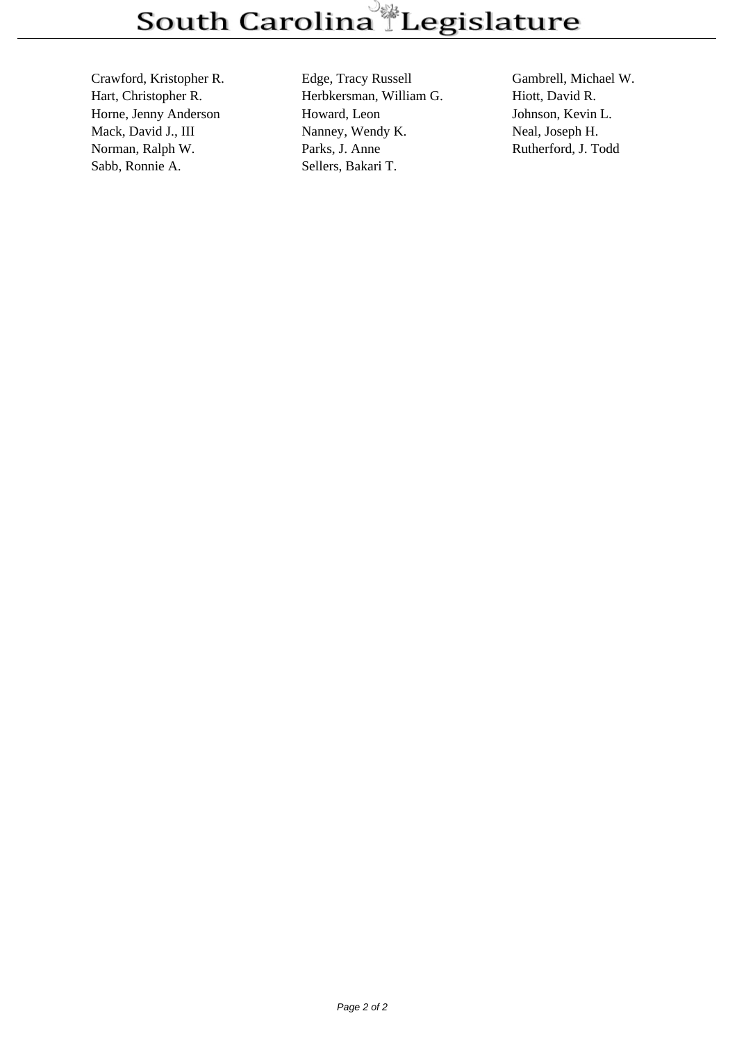Crawford, Kristopher R.
Edge, Tracy Russell
Gambrell, Michael W.
Hart, Christopher R.
Herbkersman, William G.
Hiott, David R.
Horne, Jenny Anderson
Howard, Leon
Johnson, Kevin L.
Mack, David J., III
Nanney, Wendy K.
Neal, Joseph H.
Norman, Ralph W.
Parks, J. Anne
Rutherford, J. Todd
Sabb, Ronnie A.
Sellers, Bakari T.